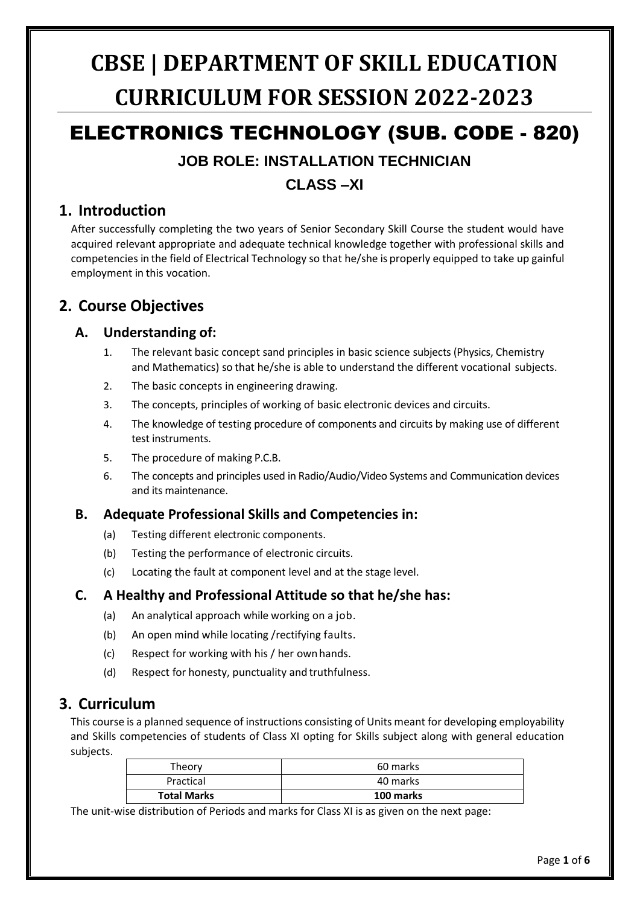# CBSE | DEPARTMENT OF SKILL EDUCATION CURRICULUM FOR SESSION 2022-2023

# ELECTRONICS TECHNOLOGY (SUB. CODE - 820)

### JOB ROLE: INSTALLATION TECHNICIAN

### CLASS –XI

## 1. Introduction

After successfully completing the two years of Senior Secondary Skill Course the student would have acquired relevant appropriate and adequate technical knowledge together with professional skills and competencies in the field of Electrical Technology so that he/she is properly equipped to take up gainful employment in this vocation.

## 2. Course Objectives

### A. Understanding of:

1. The relevant basic concept sand principles in basic science subjects (Physics, Chemistry and Mathematics) so that he/she is able to understand the different vocational subjects.
2. The basic concepts in engineering drawing.
3. The concepts, principles of working of basic electronic devices and circuits.
4. The knowledge of testing procedure of components and circuits by making use of different test instruments.
5. The procedure of making P.C.B.
6. The concepts and principles used in Radio/Audio/Video Systems and Communication devices and its maintenance.

### B. Adequate Professional Skills and Competencies in:

(a) Testing different electronic components.
(b) Testing the performance of electronic circuits.
(c) Locating the fault at component level and at the stage level.

### C. A Healthy and Professional Attitude so that he/she has:

(a) An analytical approach while working on a job.
(b) An open mind while locating /rectifying faults.
(c) Respect for working with his / her own hands.
(d) Respect for honesty, punctuality and truthfulness.

## 3. Curriculum

This course is a planned sequence of instructions consisting of Units meant for developing employability and Skills competencies of students of Class XI opting for Skills subject along with general education subjects.

| | |
|---|---|
| Theory | 60 marks |
| Practical | 40 marks |
| **Total Marks** | **100 marks** |

The unit-wise distribution of Periods and marks for Class XI is as given on the next page: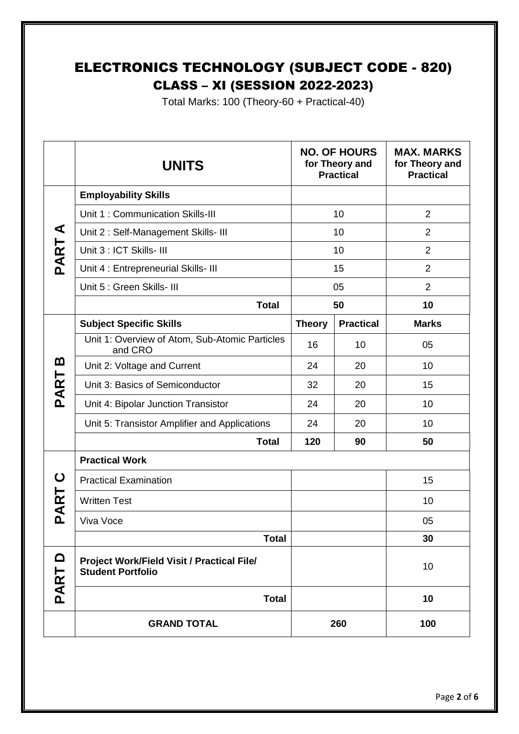# ELECTRONICS TECHNOLOGY (SUBJECT CODE - 820)
## CLASS – XI (SESSION 2022-2023)

Total Marks: 100 (Theory-60 + Practical-40)

| | UNITS | NO. OF HOURS for Theory and Practical | | MAX. MARKS for Theory and Practical |
|---|---|---|---|---|
| PART A | **Employability Skills** | | | |
| | Unit 1 : Communication Skills-III | 10 | | 2 |
| | Unit 2 : Self-Management Skills- III | 10 | | 2 |
| | Unit 3 : ICT Skills- III | 10 | | 2 |
| | Unit 4 : Entrepreneurial Skills- III | 15 | | 2 |
| | Unit 5 : Green Skills- III | 05 | | 2 |
| | **Total** | **50** | | **10** |
| PART B | **Subject Specific Skills** | **Theory** | **Practical** | **Marks** |
| | Unit 1: Overview of Atom, Sub-Atomic Particles and CRO | 16 | 10 | 05 |
| | Unit 2: Voltage and Current | 24 | 20 | 10 |
| | Unit 3: Basics of Semiconductor | 32 | 20 | 15 |
| | Unit 4: Bipolar Junction Transistor | 24 | 20 | 10 |
| | Unit 5: Transistor Amplifier and Applications | 24 | 20 | 10 |
| | **Total** | **120** | **90** | **50** |
| PART C | **Practical Work** | | | |
| | Practical Examination | | | 15 |
| | Written Test | | | 10 |
| | Viva Voce | | | 05 |
| | **Total** | | | **30** |
| PART D | **Project Work/Field Visit / Practical File/ Student Portfolio** | | | 10 |
| | **Total** | | | **10** |
| | **GRAND TOTAL** | **260** | | **100** |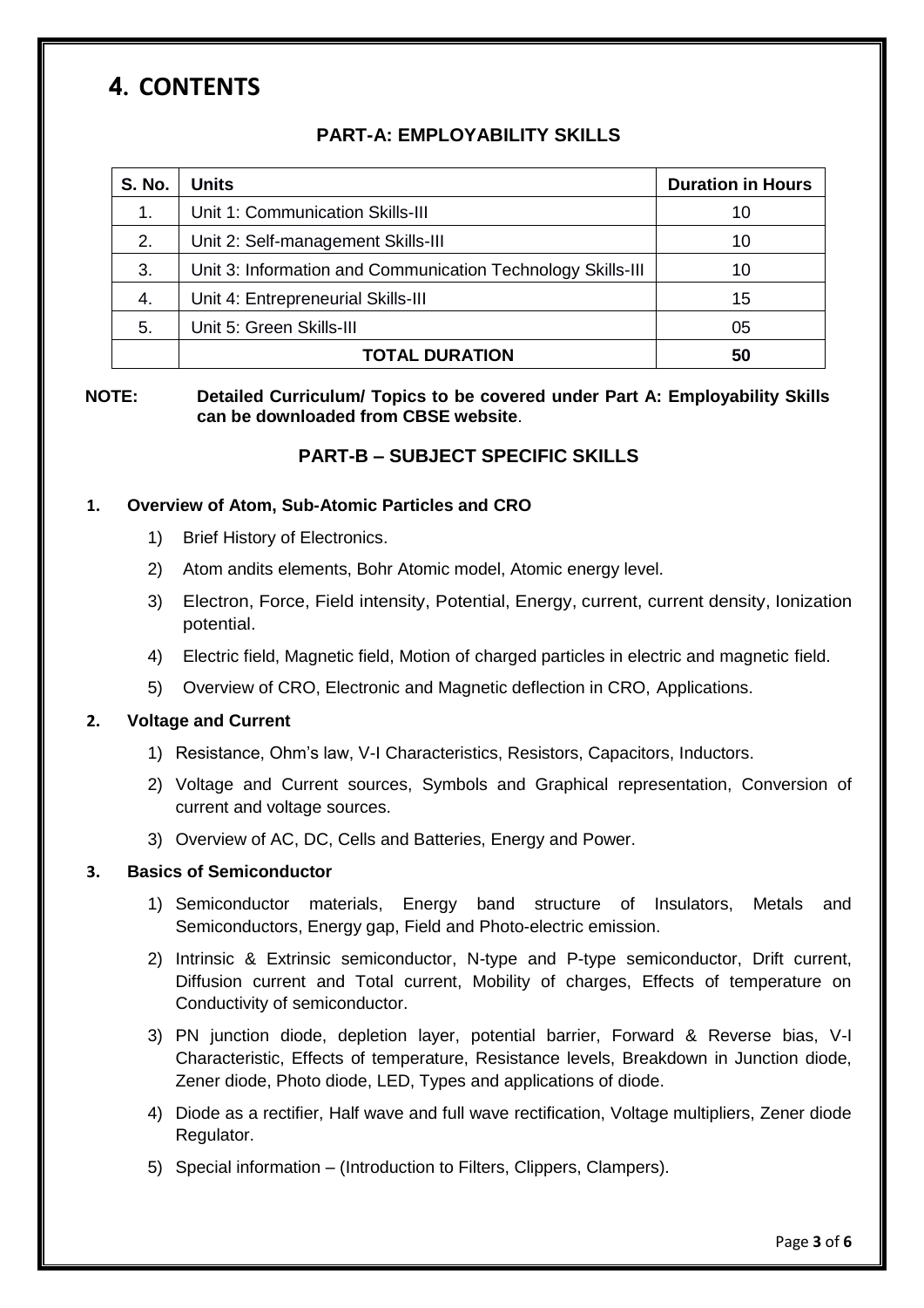# 4. CONTENTS

## PART-A: EMPLOYABILITY SKILLS

| S. No. | Units | Duration in Hours |
|---|---|---|
| 1. | Unit 1: Communication Skills-III | 10 |
| 2. | Unit 2: Self-management Skills-III | 10 |
| 3. | Unit 3: Information and Communication Technology Skills-III | 10 |
| 4. | Unit 4: Entrepreneurial Skills-III | 15 |
| 5. | Unit 5: Green Skills-III | 05 |
| | **TOTAL DURATION** | **50** |

**NOTE:** **Detailed Curriculum/ Topics to be covered under Part A: Employability Skills can be downloaded from CBSE website**.

## PART-B – SUBJECT SPECIFIC SKILLS

**1. Overview of Atom, Sub-Atomic Particles and CRO**

1) Brief History of Electronics.
2) Atom andits elements, Bohr Atomic model, Atomic energy level.
3) Electron, Force, Field intensity, Potential, Energy, current, current density, Ionization potential.
4) Electric field, Magnetic field, Motion of charged particles in electric and magnetic field.
5) Overview of CRO, Electronic and Magnetic deflection in CRO, Applications.

**2. Voltage and Current**

1) Resistance, Ohm's law, V-I Characteristics, Resistors, Capacitors, Inductors.
2) Voltage and Current sources, Symbols and Graphical representation, Conversion of current and voltage sources.
3) Overview of AC, DC, Cells and Batteries, Energy and Power.

**3. Basics of Semiconductor**

1) Semiconductor materials, Energy band structure of Insulators, Metals and Semiconductors, Energy gap, Field and Photo-electric emission.
2) Intrinsic & Extrinsic semiconductor, N-type and P-type semiconductor, Drift current, Diffusion current and Total current, Mobility of charges, Effects of temperature on Conductivity of semiconductor.
3) PN junction diode, depletion layer, potential barrier, Forward & Reverse bias, V-I Characteristic, Effects of temperature, Resistance levels, Breakdown in Junction diode, Zener diode, Photo diode, LED, Types and applications of diode.
4) Diode as a rectifier, Half wave and full wave rectification, Voltage multipliers, Zener diode Regulator.
5) Special information – (Introduction to Filters, Clippers, Clampers).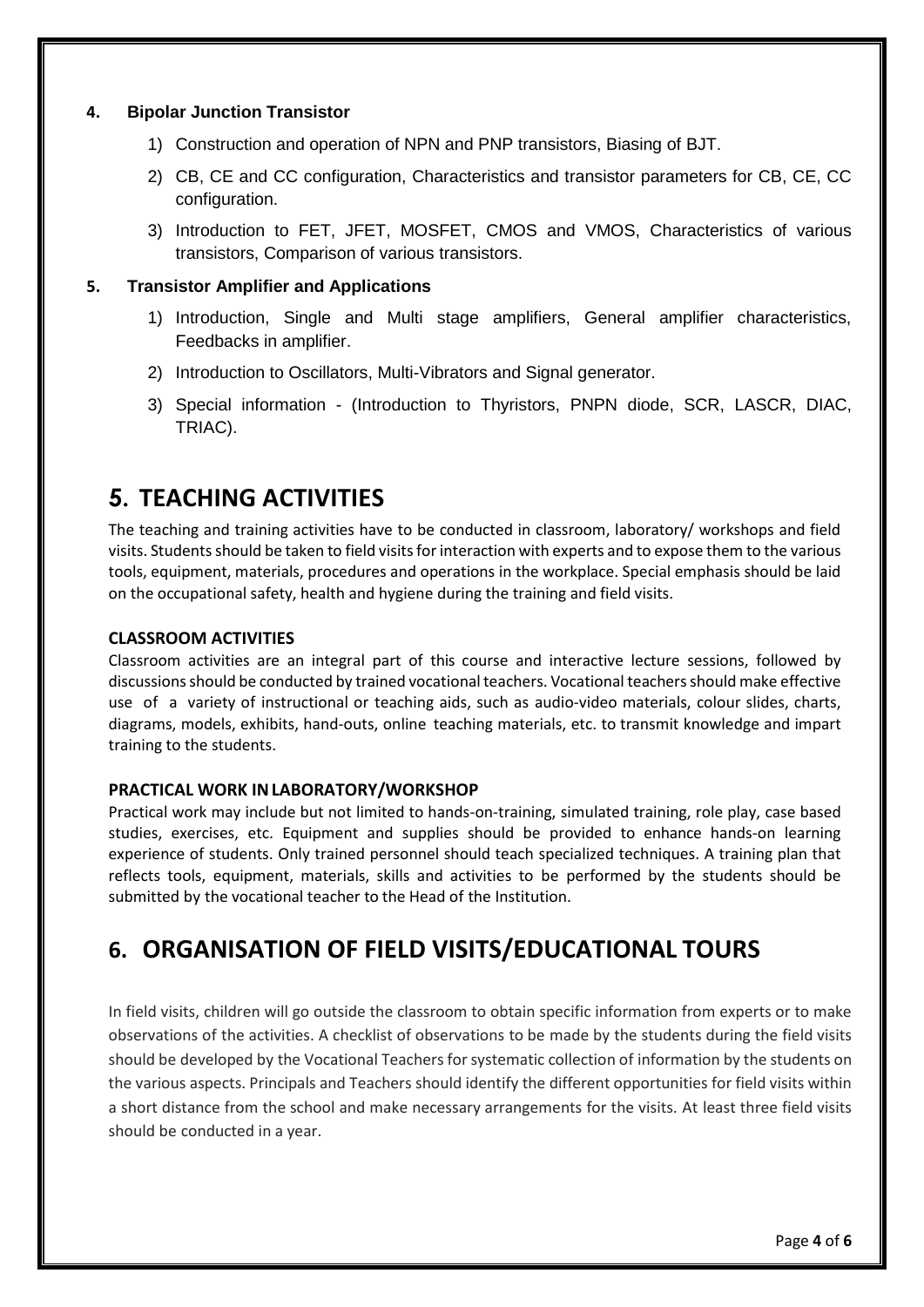**4. Bipolar Junction Transistor**

1) Construction and operation of NPN and PNP transistors, Biasing of BJT.
2) CB, CE and CC configuration, Characteristics and transistor parameters for CB, CE, CC configuration.
3) Introduction to FET, JFET, MOSFET, CMOS and VMOS, Characteristics of various transistors, Comparison of various transistors.

**5. Transistor Amplifier and Applications**

1) Introduction, Single and Multi stage amplifiers, General amplifier characteristics, Feedbacks in amplifier.
2) Introduction to Oscillators, Multi-Vibrators and Signal generator.
3) Special information - (Introduction to Thyristors, PNPN diode, SCR, LASCR, DIAC, TRIAC).

# 5. TEACHING ACTIVITIES

The teaching and training activities have to be conducted in classroom, laboratory/ workshops and field visits. Students should be taken to field visits for interaction with experts and to expose them to the various tools, equipment, materials, procedures and operations in the workplace. Special emphasis should be laid on the occupational safety, health and hygiene during the training and field visits.

**CLASSROOM ACTIVITIES**

Classroom activities are an integral part of this course and interactive lecture sessions, followed by discussions should be conducted by trained vocational teachers. Vocational teachers should make effective use of a variety of instructional or teaching aids, such as audio-video materials, colour slides, charts, diagrams, models, exhibits, hand-outs, online teaching materials, etc. to transmit knowledge and impart training to the students.

**PRACTICAL WORK IN LABORATORY/WORKSHOP**

Practical work may include but not limited to hands-on-training, simulated training, role play, case based studies, exercises, etc. Equipment and supplies should be provided to enhance hands-on learning experience of students. Only trained personnel should teach specialized techniques. A training plan that reflects tools, equipment, materials, skills and activities to be performed by the students should be submitted by the vocational teacher to the Head of the Institution.

# 6. ORGANISATION OF FIELD VISITS/EDUCATIONAL TOURS

In field visits, children will go outside the classroom to obtain specific information from experts or to make observations of the activities. A checklist of observations to be made by the students during the field visits should be developed by the Vocational Teachers for systematic collection of information by the students on the various aspects. Principals and Teachers should identify the different opportunities for field visits within a short distance from the school and make necessary arrangements for the visits. At least three field visits should be conducted in a year.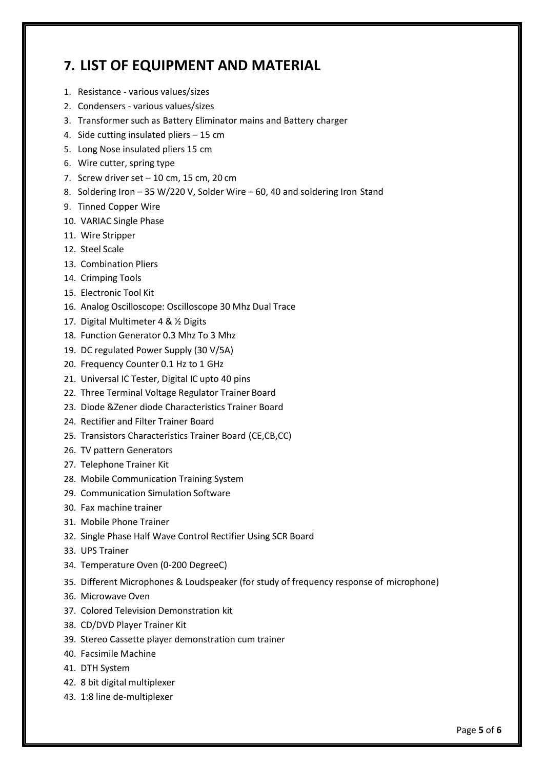## 7. LIST OF EQUIPMENT AND MATERIAL

1. Resistance - various values/sizes
2. Condensers - various values/sizes
3. Transformer such as Battery Eliminator mains and Battery charger
4. Side cutting insulated pliers – 15 cm
5. Long Nose insulated pliers 15 cm
6. Wire cutter, spring type
7. Screw driver set – 10 cm, 15 cm, 20 cm
8. Soldering Iron – 35 W/220 V, Solder Wire – 60, 40 and soldering Iron Stand
9. Tinned Copper Wire
10. VARIAC Single Phase
11. Wire Stripper
12. Steel Scale
13. Combination Pliers
14. Crimping Tools
15. Electronic Tool Kit
16. Analog Oscilloscope: Oscilloscope 30 Mhz Dual Trace
17. Digital Multimeter 4 & ½ Digits
18. Function Generator 0.3 Mhz To 3 Mhz
19. DC regulated Power Supply (30 V/5A)
20. Frequency Counter 0.1 Hz to 1 GHz
21. Universal IC Tester, Digital IC upto 40 pins
22. Three Terminal Voltage Regulator Trainer Board
23. Diode &Zener diode Characteristics Trainer Board
24. Rectifier and Filter Trainer Board
25. Transistors Characteristics Trainer Board (CE,CB,CC)
26. TV pattern Generators
27. Telephone Trainer Kit
28. Mobile Communication Training System
29. Communication Simulation Software
30. Fax machine trainer
31. Mobile Phone Trainer
32. Single Phase Half Wave Control Rectifier Using SCR Board
33. UPS Trainer
34. Temperature Oven (0-200 DegreeC)
35. Different Microphones & Loudspeaker (for study of frequency response of microphone)
36. Microwave Oven
37. Colored Television Demonstration kit
38. CD/DVD Player Trainer Kit
39. Stereo Cassette player demonstration cum trainer
40. Facsimile Machine
41. DTH System
42. 8 bit digital multiplexer
43. 1:8 line de-multiplexer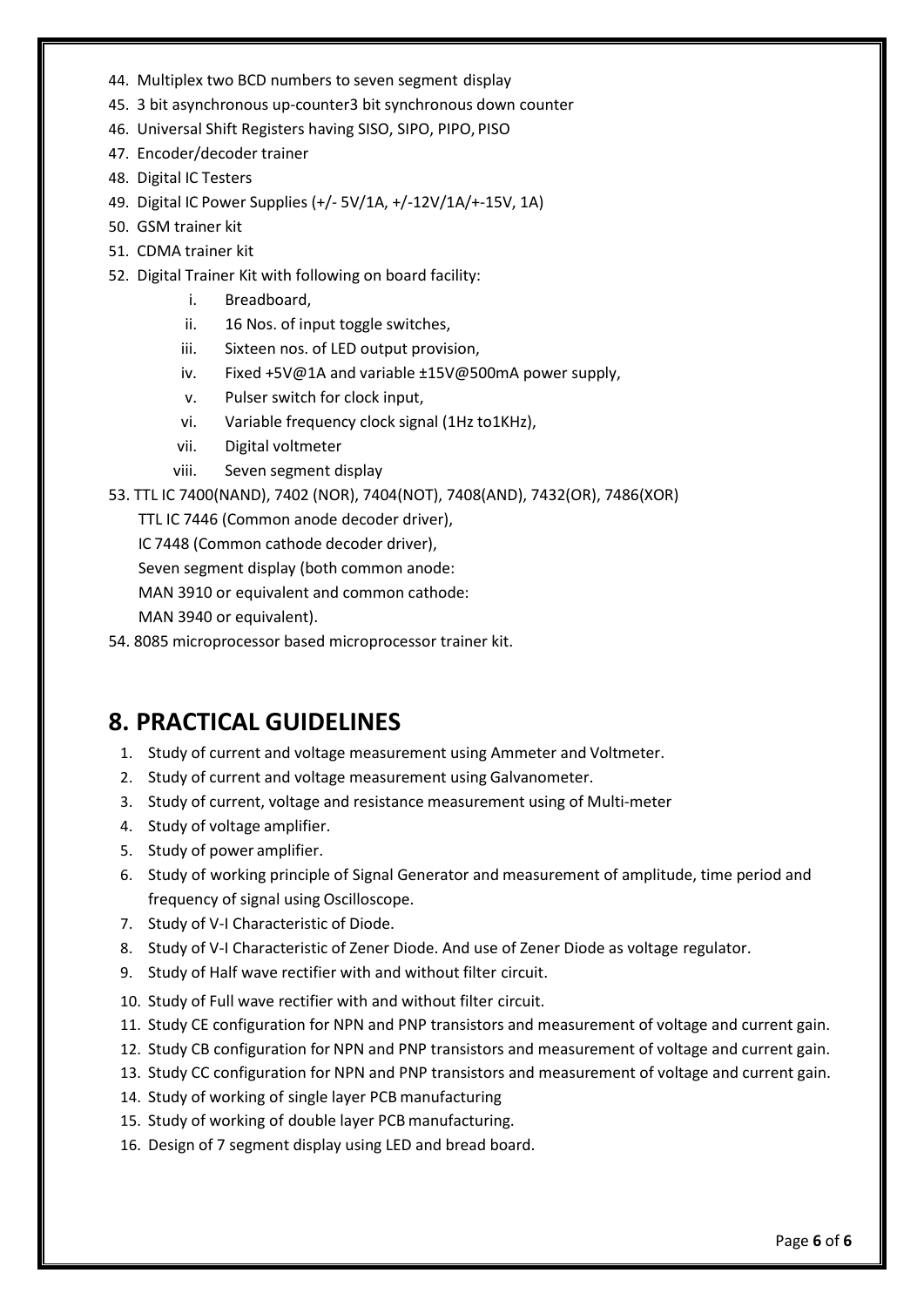44. Multiplex two BCD numbers to seven segment display
45. 3 bit asynchronous up-counter3 bit synchronous down counter
46. Universal Shift Registers having SISO, SIPO, PIPO, PISO
47. Encoder/decoder trainer
48. Digital IC Testers
49. Digital IC Power Supplies (+/- 5V/1A, +/-12V/1A/+-15V, 1A)
50. GSM trainer kit
51. CDMA trainer kit
52. Digital Trainer Kit with following on board facility:
    i. Breadboard,
    ii. 16 Nos. of input toggle switches,
    iii. Sixteen nos. of LED output provision,
    iv. Fixed +5V@1A and variable ±15V@500mA power supply,
    v. Pulser switch for clock input,
    vi. Variable frequency clock signal (1Hz to1KHz),
    vii. Digital voltmeter
    viii. Seven segment display
53. TTL IC 7400(NAND), 7402 (NOR), 7404(NOT), 7408(AND), 7432(OR), 7486(XOR)
    TTL IC 7446 (Common anode decoder driver),
    IC 7448 (Common cathode decoder driver),
    Seven segment display (both common anode:
    MAN 3910 or equivalent and common cathode:
    MAN 3940 or equivalent).
54. 8085 microprocessor based microprocessor trainer kit.

## 8. PRACTICAL GUIDELINES

1. Study of current and voltage measurement using Ammeter and Voltmeter.
2. Study of current and voltage measurement using Galvanometer.
3. Study of current, voltage and resistance measurement using of Multi-meter
4. Study of voltage amplifier.
5. Study of power amplifier.
6. Study of working principle of Signal Generator and measurement of amplitude, time period and frequency of signal using Oscilloscope.
7. Study of V-I Characteristic of Diode.
8. Study of V-I Characteristic of Zener Diode. And use of Zener Diode as voltage regulator.
9. Study of Half wave rectifier with and without filter circuit.
10. Study of Full wave rectifier with and without filter circuit.
11. Study CE configuration for NPN and PNP transistors and measurement of voltage and current gain.
12. Study CB configuration for NPN and PNP transistors and measurement of voltage and current gain.
13. Study CC configuration for NPN and PNP transistors and measurement of voltage and current gain.
14. Study of working of single layer PCB manufacturing
15. Study of working of double layer PCB manufacturing.
16. Design of 7 segment display using LED and bread board.